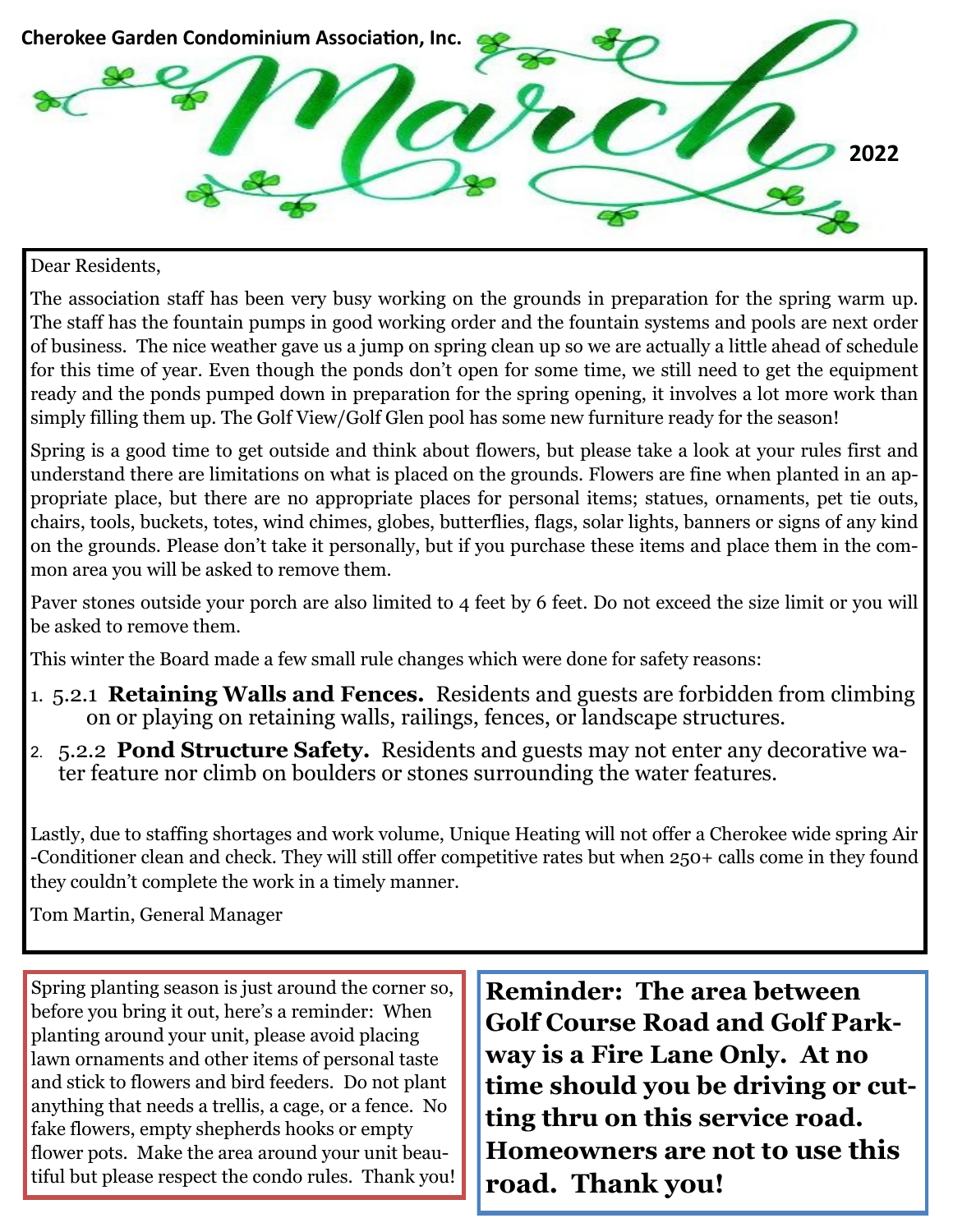**Cherokee Garden Condominium Association, Inc.**

# March

**2022**

Dear Residents,

The association staff has been very busy working on the grounds in preparation for the spring warm up. The staff has the fountain pumps in good working order and the fountain systems and pools are next order of business. The nice weather gave us a jump on spring clean up so we are actually a little ahead of schedule for this time of year. Even though the ponds don't open for some time, we still need to get the equipment ready and the ponds pumped down in preparation for the spring opening, it involves a lot more work than simply filling them up. The Golf View/Golf Glen pool has some new furniture ready for the season!

Spring is a good time to get outside and think about flowers, but please take a look at your rules first and understand there are limitations on what is placed on the grounds. Flowers are fine when planted in an appropriate place, but there are no appropriate places for personal items; statues, ornaments, pet tie outs, chairs, tools, buckets, totes, wind chimes, globes, butterflies, flags, solar lights, banners or signs of any kind on the grounds. Please don't take it personally, but if you purchase these items and place them in the common area you will be asked to remove them.

Paver stones outside your porch are also limited to 4 feet by 6 feet. Do not exceed the size limit or you will be asked to remove them.

This winter the Board made a few small rule changes which were done for safety reasons:

1. 5.2.1 **Retaining Walls and Fences.** Residents and guests are forbidden from climbing on or playing on retaining walls, railings, fences, or landscape structures.
2. 5.2.2 **Pond Structure Safety.** Residents and guests may not enter any decorative water feature nor climb on boulders or stones surrounding the water features.

Lastly, due to staffing shortages and work volume, Unique Heating will not offer a Cherokee wide spring Air-Conditioner clean and check. They will still offer competitive rates but when 250+ calls come in they found they couldn't complete the work in a timely manner.

Tom Martin, General Manager

Spring planting season is just around the corner so, before you bring it out, here's a reminder: When planting around your unit, please avoid placing lawn ornaments and other items of personal taste and stick to flowers and bird feeders. Do not plant anything that needs a trellis, a cage, or a fence. No fake flowers, empty shepherds hooks or empty flower pots. Make the area around your unit beautiful but please respect the condo rules. Thank you!

**Reminder: The area between Golf Course Road and Golf Parkway is a Fire Lane Only. At no time should you be driving or cutting thru on this service road. Homeowners are not to use this road. Thank you!**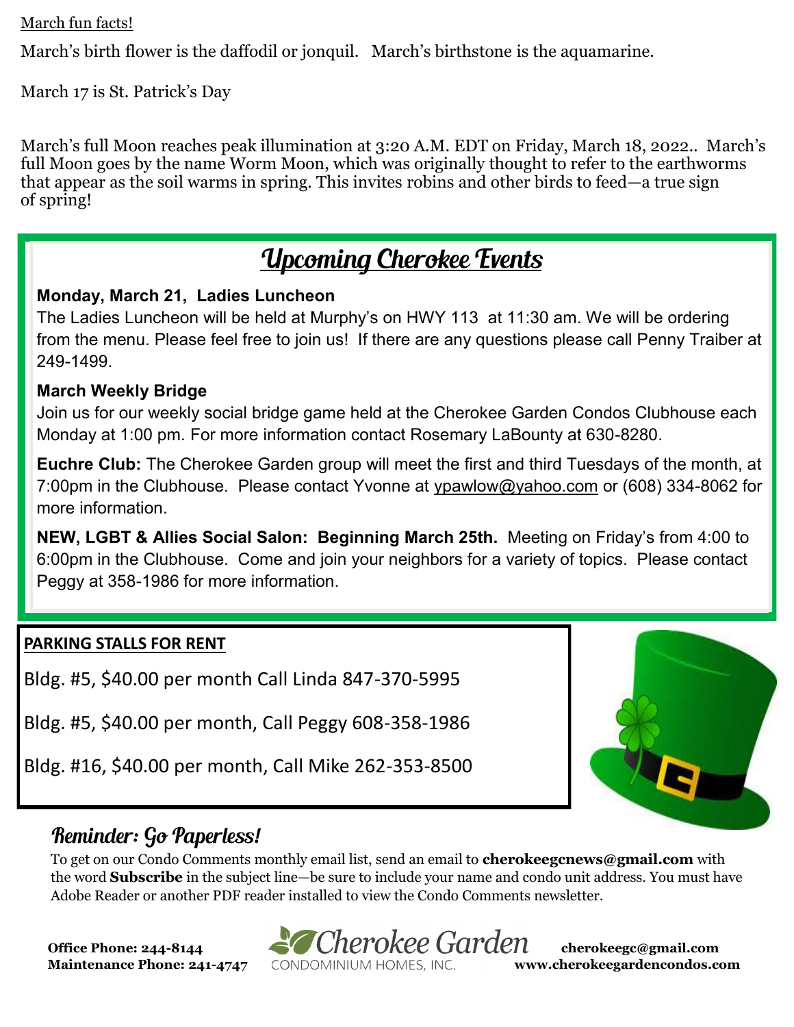March fun facts!

March's birth flower is the daffodil or jonquil. March's birthstone is the aquamarine.

March 17 is St. Patrick's Day

March's full Moon reaches peak illumination at 3:20 A.M. EDT on Friday, March 18, 2022.. March's full Moon goes by the name Worm Moon, which was originally thought to refer to the earthworms that appear as the soil warms in spring. This invites robins and other birds to feed—a true sign of spring!

## Upcoming Cherokee Events

**Monday, March 21, Ladies Luncheon**

The Ladies Luncheon will be held at Murphy's on HWY 113 at 11:30 am. We will be ordering from the menu. Please feel free to join us! If there are any questions please call Penny Traiber at 249-1499.

**March Weekly Bridge**

Join us for our weekly social bridge game held at the Cherokee Garden Condos Clubhouse each Monday at 1:00 pm. For more information contact Rosemary LaBounty at 630-8280.

**Euchre Club:** The Cherokee Garden group will meet the first and third Tuesdays of the month, at 7:00pm in the Clubhouse. Please contact Yvonne at ypawlow@yahoo.com or (608) 334-8062 for more information.

**NEW, LGBT & Allies Social Salon: Beginning March 25th.** Meeting on Friday's from 4:00 to 6:00pm in the Clubhouse. Come and join your neighbors for a variety of topics. Please contact Peggy at 358-1986 for more information.

**PARKING STALLS FOR RENT**

Bldg. #5, $40.00 per month Call Linda 847-370-5995

Bldg. #5, $40.00 per month, Call Peggy 608-358-1986

Bldg. #16, $40.00 per month, Call Mike 262-353-8500

## Reminder: Go Paperless!

To get on our Condo Comments monthly email list, send an email to **cherokeegcnews@gmail.com** with the word **Subscribe** in the subject line—be sure to include your name and condo unit address. You must have Adobe Reader or another PDF reader installed to view the Condo Comments newsletter.

**Office Phone: 244-8144**
**Maintenance Phone: 241-4747**

Cherokee Garden
CONDOMINIUM HOMES, INC.

**cherokeegc@gmail.com**
**www.cherokeegardencondos.com**